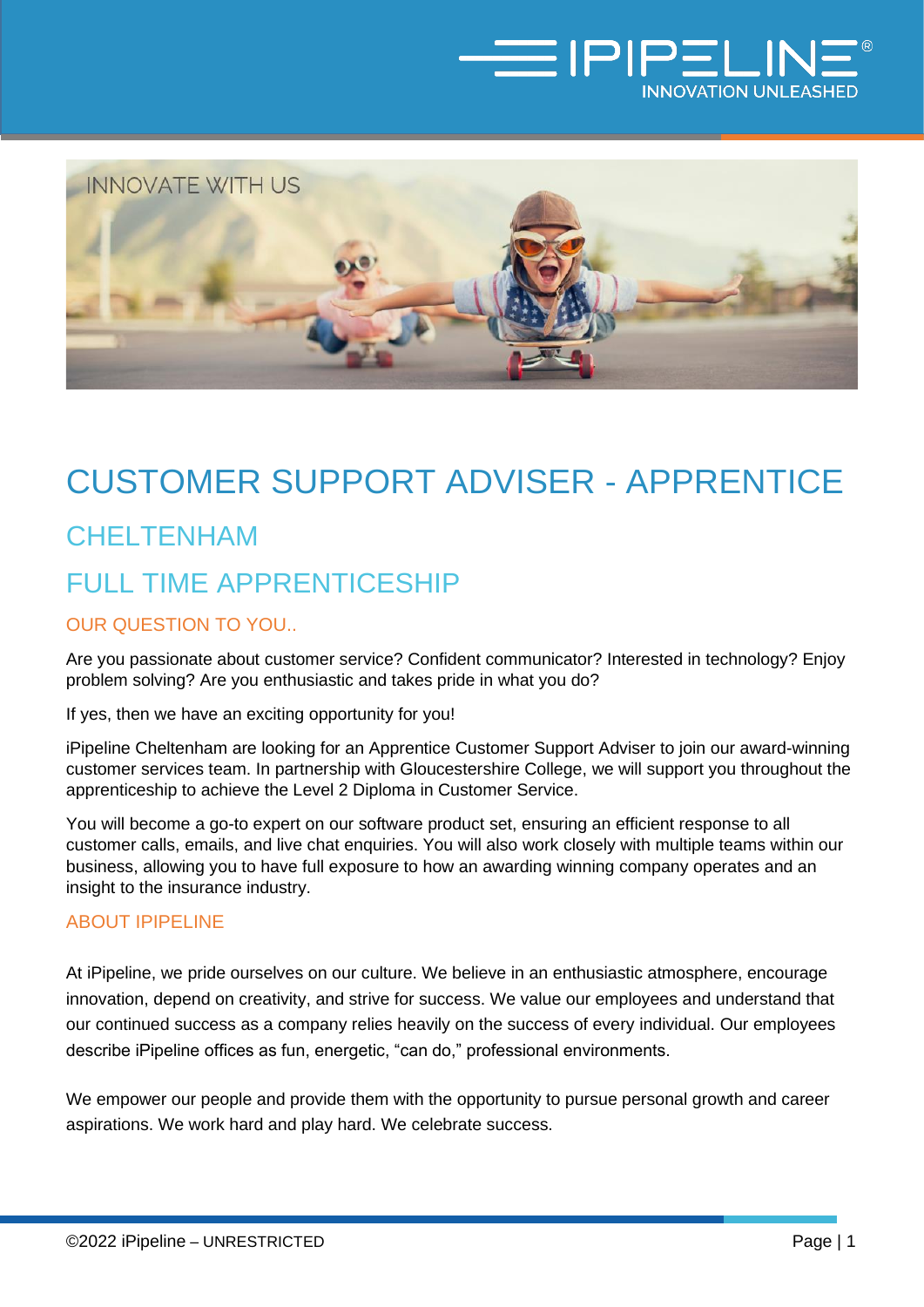INNOVATE WITH US

# CUSTOMER SUPPORT ADVISER - APPRENTICE

## CHELTENHAM

## FULL TIME APPRENTICESHIP

### OUR QUESTION TO YOU..

Are you passionate about customer service? Confident communicator? Interested in technology? Enjoy problem solving? Are you enthusiastic and takes pride in what you do?

If yes, then we have an exciting opportunity for you!

iPipeline Cheltenham are looking for an Apprentice Customer Support Adviser to join our award-winning customer services team. In partnership with Gloucestershire College, we will support you throughout the apprenticeship to achieve the Level 2 Diploma in Customer Service.

You will become a go-to expert on our software product set, ensuring an efficient response to all customer calls, emails, and live chat enquiries. You will also work closely with multiple teams within our business, allowing you to have full exposure to how an awarding winning company operates and an insight to the insurance industry.

### ABOUT IPIPELINE

At iPipeline, we pride ourselves on our culture. We believe in an enthusiastic atmosphere, encourage innovation, depend on creativity, and strive for success. We value our employees and understand that our continued success as a company relies heavily on the success of every individual. Our employees describe iPipeline offices as fun, energetic, “can do,” professional environments.

We empower our people and provide them with the opportunity to pursue personal growth and career aspirations. We work hard and play hard. We celebrate success.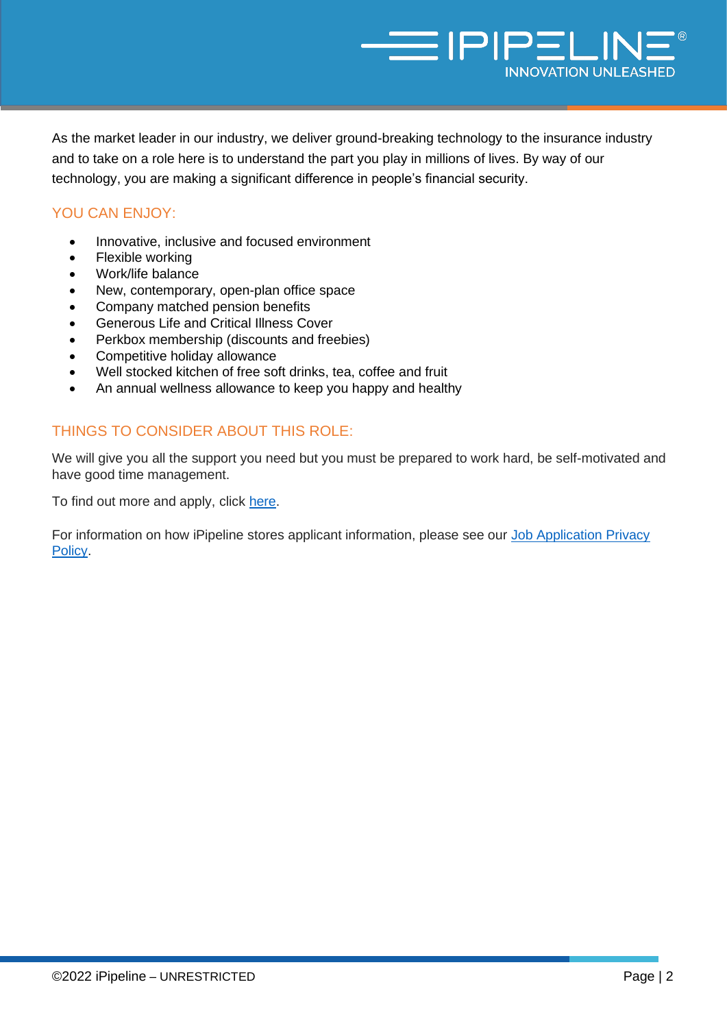As the market leader in our industry, we deliver ground-breaking technology to the insurance industry and to take on a role here is to understand the part you play in millions of lives. By way of our technology, you are making a significant difference in people's financial security.

## YOU CAN ENJOY:

- Innovative, inclusive and focused environment
- Flexible working
- Work/life balance
- New, contemporary, open-plan office space
- Company matched pension benefits
- Generous Life and Critical Illness Cover
- Perkbox membership (discounts and freebies)
- Competitive holiday allowance
- Well stocked kitchen of free soft drinks, tea, coffee and fruit
- An annual wellness allowance to keep you happy and healthy

## THINGS TO CONSIDER ABOUT THIS ROLE:

We will give you all the support you need but you must be prepared to work hard, be self-motivated and have good time management.

To find out more and apply, click here.

For information on how iPipeline stores applicant information, please see our Job Application Privacy Policy.